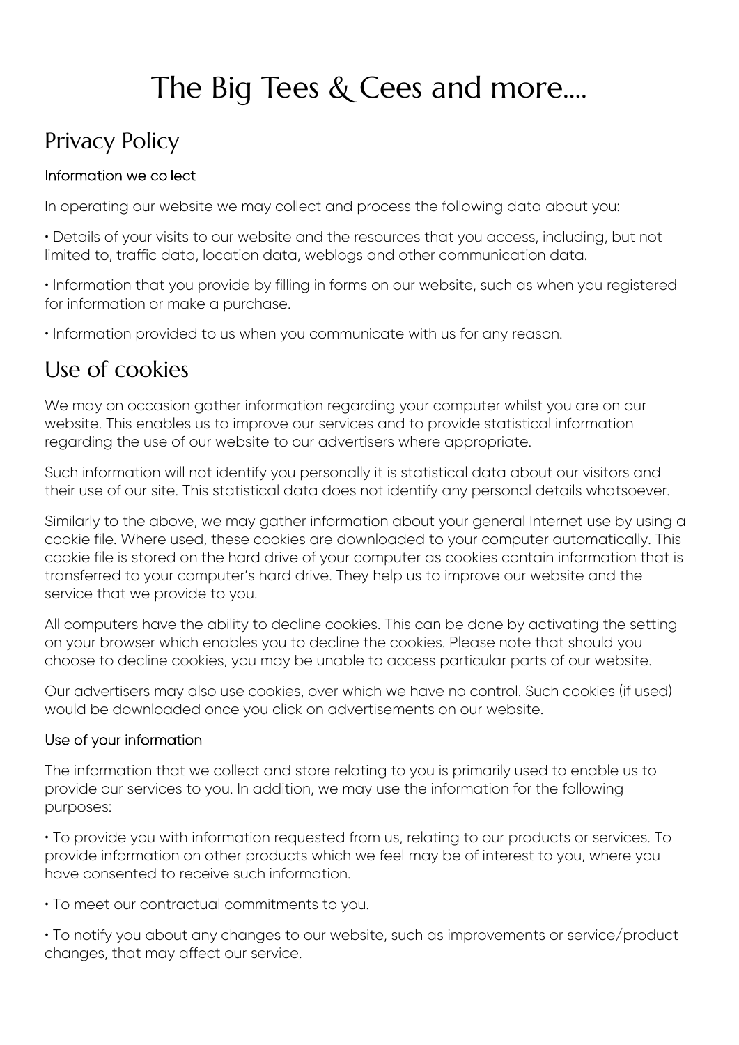# The Big Tees & Cees and more....

## Privacy Policy

### Information we collect

In operating our website we may collect and process the following data about you:

• Details of your visits to our website and the resources that you access, including, but not limited to, traffic data, location data, weblogs and other communication data.

• Information that you provide by filling in forms on our website, such as when you registered for information or make a purchase.

• Information provided to us when you communicate with us for any reason.

## Use of cookies

We may on occasion gather information regarding your computer whilst you are on our website. This enables us to improve our services and to provide statistical information regarding the use of our website to our advertisers where appropriate.

Such information will not identify you personally it is statistical data about our visitors and their use of our site. This statistical data does not identify any personal details whatsoever.

Similarly to the above, we may gather information about your general Internet use by using a cookie file. Where used, these cookies are downloaded to your computer automatically. This cookie file is stored on the hard drive of your computer as cookies contain information that is transferred to your computer's hard drive. They help us to improve our website and the service that we provide to you.

All computers have the ability to decline cookies. This can be done by activating the setting on your browser which enables you to decline the cookies. Please note that should you choose to decline cookies, you may be unable to access particular parts of our website.

Our advertisers may also use cookies, over which we have no control. Such cookies (if used) would be downloaded once you click on advertisements on our website.

### Use of your information

The information that we collect and store relating to you is primarily used to enable us to provide our services to you. In addition, we may use the information for the following purposes:

• To provide you with information requested from us, relating to our products or services. To provide information on other products which we feel may be of interest to you, where you have consented to receive such information.

• To meet our contractual commitments to you.

• To notify you about any changes to our website, such as improvements or service/product changes, that may affect our service.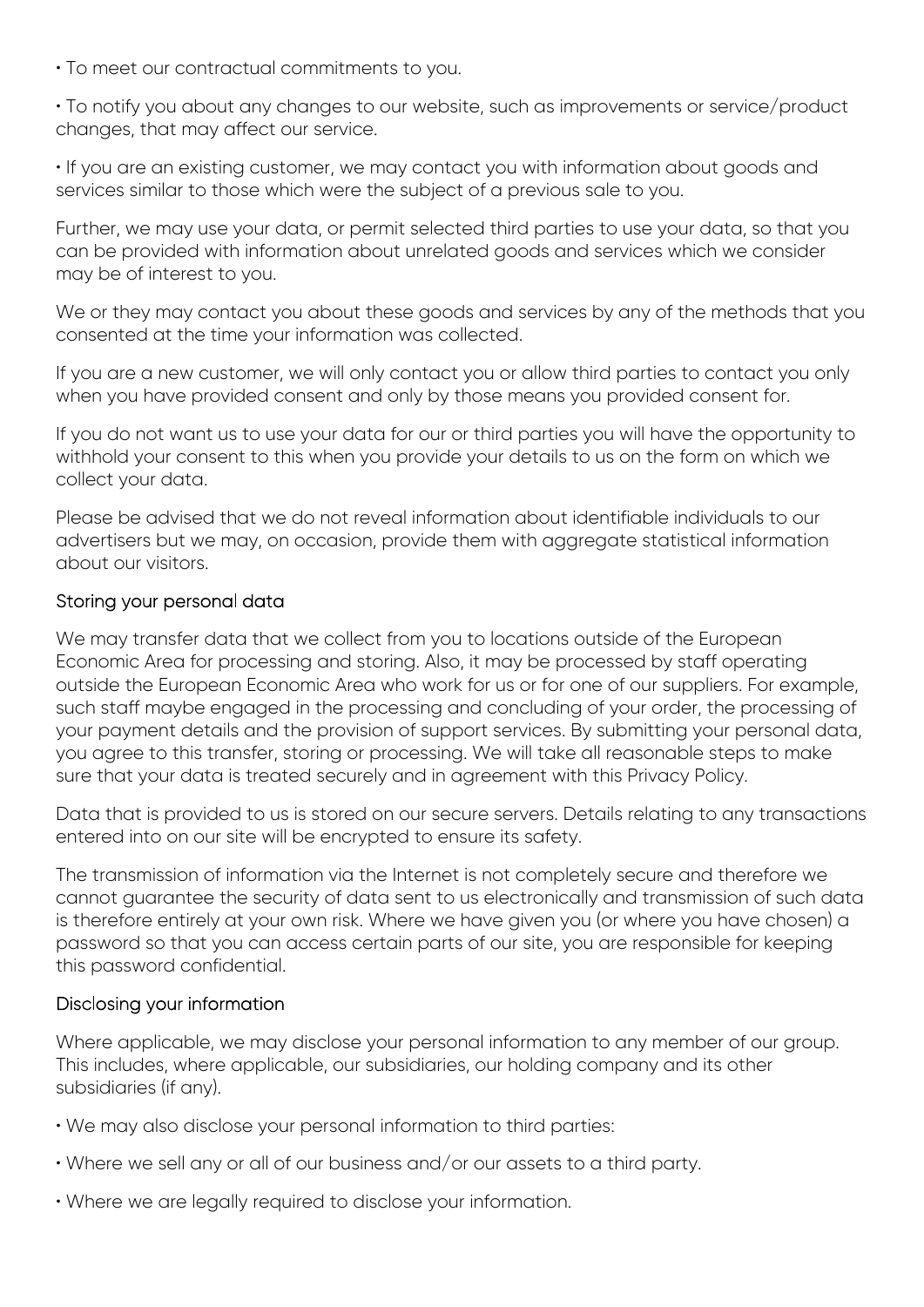- To meet our contractual commitments to you.
- To notify you about any changes to our website, such as improvements or service/product changes, that may affect our service.
- If you are an existing customer, we may contact you with information about goods and services similar to those which were the subject of a previous sale to you.

Further, we may use your data, or permit selected third parties to use your data, so that you can be provided with information about unrelated goods and services which we consider may be of interest to you.

We or they may contact you about these goods and services by any of the methods that you consented at the time your information was collected.

If you are a new customer, we will only contact you or allow third parties to contact you only when you have provided consent and only by those means you provided consent for.

If you do not want us to use your data for our or third parties you will have the opportunity to withhold your consent to this when you provide your details to us on the form on which we collect your data.

Please be advised that we do not reveal information about identifiable individuals to our advertisers but we may, on occasion, provide them with aggregate statistical information about our visitors.

## Storing your personal data

We may transfer data that we collect from you to locations outside of the European Economic Area for processing and storing. Also, it may be processed by staff operating outside the European Economic Area who work for us or for one of our suppliers. For example, such staff maybe engaged in the processing and concluding of your order, the processing of your payment details and the provision of support services. By submitting your personal data, you agree to this transfer, storing or processing. We will take all reasonable steps to make sure that your data is treated securely and in agreement with this Privacy Policy.

Data that is provided to us is stored on our secure servers. Details relating to any transactions entered into on our site will be encrypted to ensure its safety.

The transmission of information via the Internet is not completely secure and therefore we cannot guarantee the security of data sent to us electronically and transmission of such data is therefore entirely at your own risk. Where we have given you (or where you have chosen) a password so that you can access certain parts of our site, you are responsible for keeping this password confidential.

## Disclosing your information

Where applicable, we may disclose your personal information to any member of our group. This includes, where applicable, our subsidiaries, our holding company and its other subsidiaries (if any).

- We may also disclose your personal information to third parties:
- Where we sell any or all of our business and/or our assets to a third party.
- Where we are legally required to disclose your information.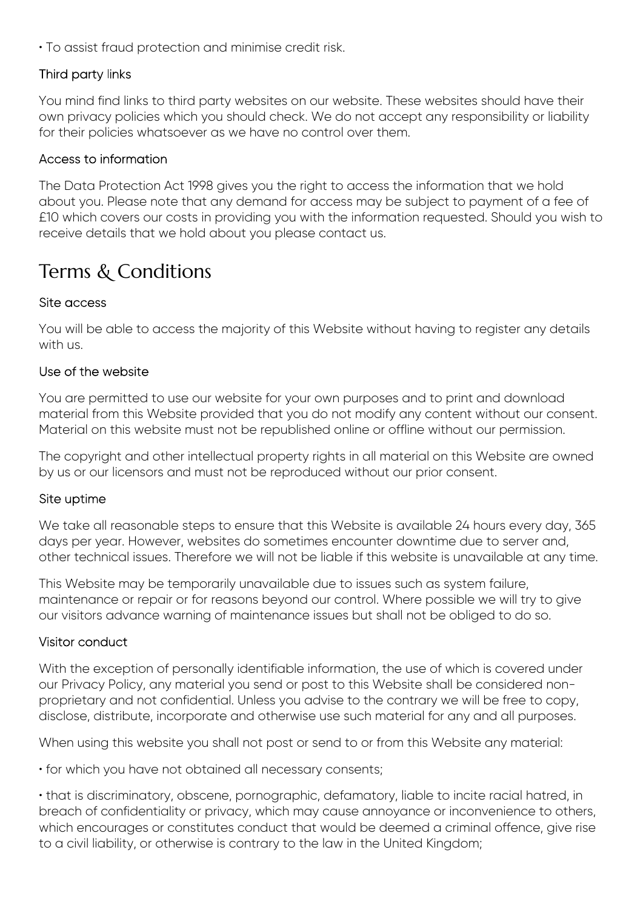• To assist fraud protection and minimise credit risk.

### Third party links

You mind find links to third party websites on our website. These websites should have their own privacy policies which you should check. We do not accept any responsibility or liability for their policies whatsoever as we have no control over them.

### Access to information

The Data Protection Act 1998 gives you the right to access the information that we hold about you. Please note that any demand for access may be subject to payment of a fee of £10 which covers our costs in providing you with the information requested. Should you wish to receive details that we hold about you please contact us.

## Terms & Conditions

### Site access

You will be able to access the majority of this Website without having to register any details with us.

### Use of the website

You are permitted to use our website for your own purposes and to print and download material from this Website provided that you do not modify any content without our consent. Material on this website must not be republished online or offline without our permission.

The copyright and other intellectual property rights in all material on this Website are owned by us or our licensors and must not be reproduced without our prior consent.

### Site uptime

We take all reasonable steps to ensure that this Website is available 24 hours every day, 365 days per year. However, websites do sometimes encounter downtime due to server and, other technical issues. Therefore we will not be liable if this website is unavailable at any time.

This Website may be temporarily unavailable due to issues such as system failure, maintenance or repair or for reasons beyond our control. Where possible we will try to give our visitors advance warning of maintenance issues but shall not be obliged to do so.

### Visitor conduct

With the exception of personally identifiable information, the use of which is covered under our Privacy Policy, any material you send or post to this Website shall be considered non-proprietary and not confidential. Unless you advise to the contrary we will be free to copy, disclose, distribute, incorporate and otherwise use such material for any and all purposes.

When using this website you shall not post or send to or from this Website any material:

• for which you have not obtained all necessary consents;

• that is discriminatory, obscene, pornographic, defamatory, liable to incite racial hatred, in breach of confidentiality or privacy, which may cause annoyance or inconvenience to others, which encourages or constitutes conduct that would be deemed a criminal offence, give rise to a civil liability, or otherwise is contrary to the law in the United Kingdom;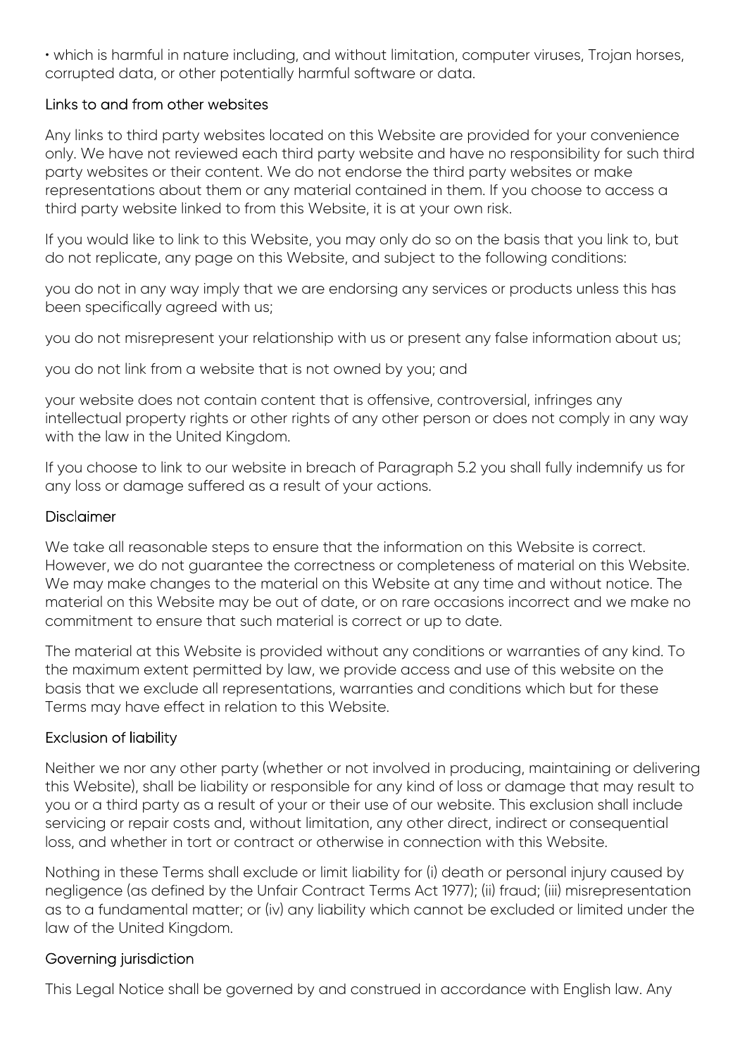• which is harmful in nature including, and without limitation, computer viruses, Trojan horses, corrupted data, or other potentially harmful software or data.

## Links to and from other websites

Any links to third party websites located on this Website are provided for your convenience only. We have not reviewed each third party website and have no responsibility for such third party websites or their content. We do not endorse the third party websites or make representations about them or any material contained in them. If you choose to access a third party website linked to from this Website, it is at your own risk.

If you would like to link to this Website, you may only do so on the basis that you link to, but do not replicate, any page on this Website, and subject to the following conditions:

you do not in any way imply that we are endorsing any services or products unless this has been specifically agreed with us;

you do not misrepresent your relationship with us or present any false information about us;

you do not link from a website that is not owned by you; and

your website does not contain content that is offensive, controversial, infringes any intellectual property rights or other rights of any other person or does not comply in any way with the law in the United Kingdom.

If you choose to link to our website in breach of Paragraph 5.2 you shall fully indemnify us for any loss or damage suffered as a result of your actions.

## Disclaimer

We take all reasonable steps to ensure that the information on this Website is correct. However, we do not guarantee the correctness or completeness of material on this Website. We may make changes to the material on this Website at any time and without notice. The material on this Website may be out of date, or on rare occasions incorrect and we make no commitment to ensure that such material is correct or up to date.

The material at this Website is provided without any conditions or warranties of any kind. To the maximum extent permitted by law, we provide access and use of this website on the basis that we exclude all representations, warranties and conditions which but for these Terms may have effect in relation to this Website.

## Exclusion of liability

Neither we nor any other party (whether or not involved in producing, maintaining or delivering this Website), shall be liability or responsible for any kind of loss or damage that may result to you or a third party as a result of your or their use of our website. This exclusion shall include servicing or repair costs and, without limitation, any other direct, indirect or consequential loss, and whether in tort or contract or otherwise in connection with this Website.

Nothing in these Terms shall exclude or limit liability for (i) death or personal injury caused by negligence (as defined by the Unfair Contract Terms Act 1977); (ii) fraud; (iii) misrepresentation as to a fundamental matter; or (iv) any liability which cannot be excluded or limited under the law of the United Kingdom.

## Governing jurisdiction

This Legal Notice shall be governed by and construed in accordance with English law. Any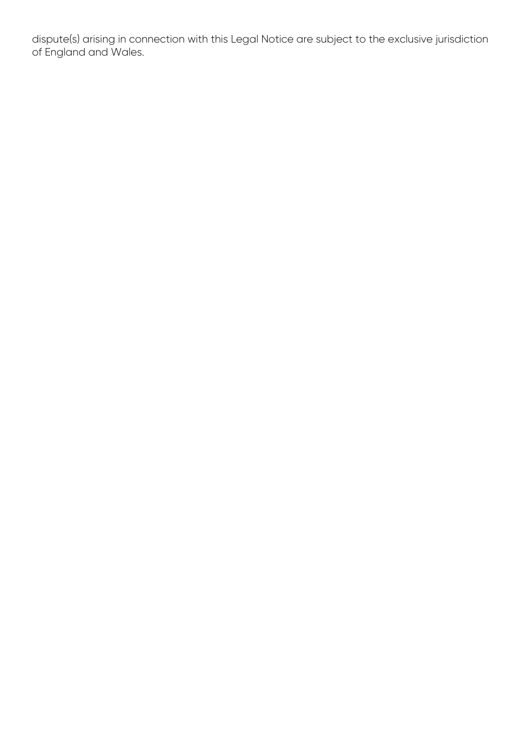dispute(s) arising in connection with this Legal Notice are subject to the exclusive jurisdiction of England and Wales.